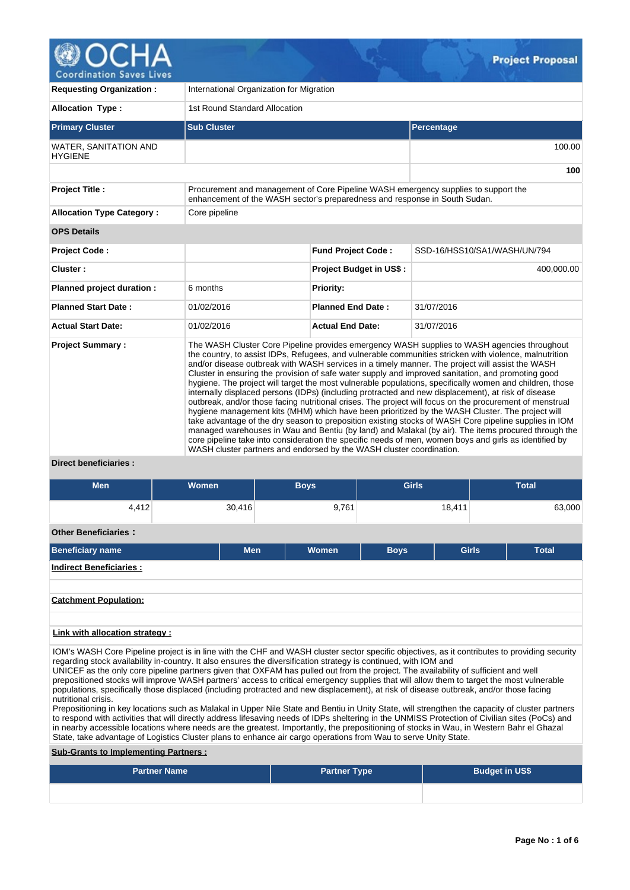# OCHA Coordination Saves Lives — Project Proposal

| | |
|---|---|
| **Requesting Organization :** | International Organization for Migration |
| **Allocation Type :** | 1st Round Standard Allocation |

| Primary Cluster | Sub Cluster | Percentage |
|---|---|---|
| WATER, SANITATION AND HYGIENE | | 100.00 |
| | | **100** |

| | |
|---|---|
| **Project Title :** | Procurement and management of Core Pipeline WASH emergency supplies to support the enhancement of the WASH sector's preparedness and response in South Sudan. |
| **Allocation Type Category :** | Core pipeline |

**OPS Details**

| | | | |
|---|---|---|---|
| **Project Code :** | | **Fund Project Code :** | SSD-16/HSS10/SA1/WASH/UN/794 |
| **Cluster :** | | **Project Budget in US$ :** | 400,000.00 |
| **Planned project duration :** | 6 months | **Priority:** | |
| **Planned Start Date :** | 01/02/2016 | **Planned End Date :** | 31/07/2016 |
| **Actual Start Date:** | 01/02/2016 | **Actual End Date:** | 31/07/2016 |

**Project Summary :**

The WASH Cluster Core Pipeline provides emergency WASH supplies to WASH agencies throughout the country, to assist IDPs, Refugees, and vulnerable communities stricken with violence, malnutrition and/or disease outbreak with WASH services in a timely manner. The project will assist the WASH Cluster in ensuring the provision of safe water supply and improved sanitation, and promoting good hygiene. The project will target the most vulnerable populations, specifically women and children, those internally displaced persons (IDPs) (including protracted and new displacement), at risk of disease outbreak, and/or those facing nutritional crises. The project will focus on the procurement of menstrual hygiene management kits (MHM) which have been prioritized by the WASH Cluster. The project will take advantage of the dry season to preposition existing stocks of WASH Core pipeline supplies in IOM managed warehouses in Wau and Bentiu (by land) and Malakal (by air). The items procured through the core pipeline take into consideration the specific needs of men, women boys and girls as identified by WASH cluster partners and endorsed by the WASH cluster coordination.

**Direct beneficiaries :**

| Men | Women | Boys | Girls | Total |
|---|---|---|---|---|
| 4,412 | 30,416 | 9,761 | 18,411 | 63,000 |

**Other Beneficiaries :**

| Beneficiary name | Men | Women | Boys | Girls | Total |
|---|---|---|---|---|---|

**Indirect Beneficiaries :**

**Catchment Population:**

**Link with allocation strategy :**

IOM's WASH Core Pipeline project is in line with the CHF and WASH cluster sector specific objectives, as it contributes to providing security regarding stock availability in-country. It also ensures the diversification strategy is continued, with IOM and UNICEF as the only core pipeline partners given that OXFAM has pulled out from the project. The availability of sufficient and well prepositioned stocks will improve WASH partners' access to critical emergency supplies that will allow them to target the most vulnerable populations, specifically those displaced (including protracted and new displacement), at risk of disease outbreak, and/or those facing nutritional crisis.
Prepositioning in key locations such as Malakal in Upper Nile State and Bentiu in Unity State, will strengthen the capacity of cluster partners to respond with activities that will directly address lifesaving needs of IDPs sheltering in the UNMISS Protection of Civilian sites (PoCs) and in nearby accessible locations where needs are the greatest. Importantly, the prepositioning of stocks in Wau, in Western Bahr el Ghazal State, take advantage of Logistics Cluster plans to enhance air cargo operations from Wau to serve Unity State.

**Sub-Grants to Implementing Partners :**

| Partner Name | Partner Type | Budget in US$ |
|---|---|---|
| | | |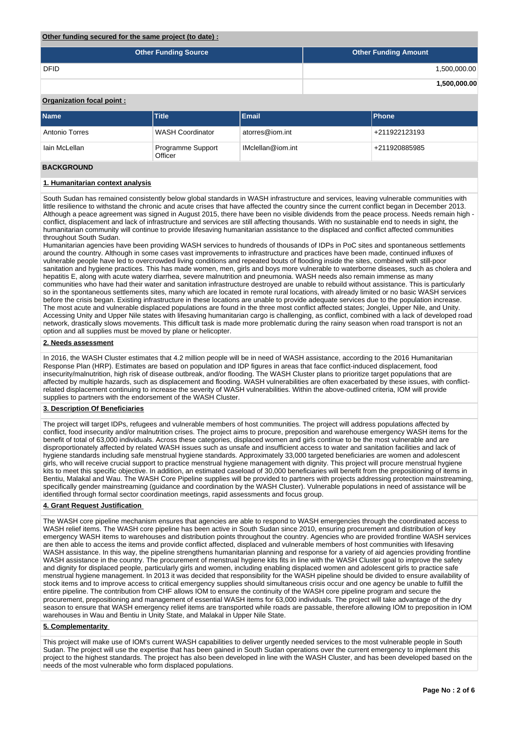**Other funding secured for the same project (to date) :**

| Other Funding Source | Other Funding Amount |
|---|---|
| DFID | 1,500,000.00 |
| | **1,500,000.00** |

**Organization focal point :**

| Name | Title | Email | Phone |
|---|---|---|---|
| Antonio Torres | WASH Coordinator | atorres@iom.int | +211922123193 |
| Iain McLellan | Programme Support Officer | IMclellan@iom.int | +211920885985 |

## BACKGROUND

### 1. Humanitarian context analysis

South Sudan has remained consistently below global standards in WASH infrastructure and services, leaving vulnerable communities with little resilience to withstand the chronic and acute crises that have affected the country since the current conflict began in December 2013. Although a peace agreement was signed in August 2015, there have been no visible dividends from the peace process. Needs remain high - conflict, displacement and lack of infrastructure and services are still affecting thousands. With no sustainable end to needs in sight, the humanitarian community will continue to provide lifesaving humanitarian assistance to the displaced and conflict affected communities throughout South Sudan.
Humanitarian agencies have been providing WASH services to hundreds of thousands of IDPs in PoC sites and spontaneous settlements around the country. Although in some cases vast improvements to infrastructure and practices have been made, continued influxes of vulnerable people have led to overcrowded living conditions and repeated bouts of flooding inside the sites, combined with still-poor sanitation and hygiene practices. This has made women, men, girls and boys more vulnerable to waterborne diseases, such as cholera and hepatitis E, along with acute watery diarrhea, severe malnutrition and pneumonia. WASH needs also remain immense as many communities who have had their water and sanitation infrastructure destroyed are unable to rebuild without assistance. This is particularly so in the spontaneous settlements sites, many which are located in remote rural locations, with already limited or no basic WASH services before the crisis began. Existing infrastructure in these locations are unable to provide adequate services due to the population increase. The most acute and vulnerable displaced populations are found in the three most conflict affected states; Jonglei, Upper Nile, and Unity. Accessing Unity and Upper Nile states with lifesaving humanitarian cargo is challenging, as conflict, combined with a lack of developed road network, drastically slows movements. This difficult task is made more problematic during the rainy season when road transport is not an option and all supplies must be moved by plane or helicopter.

### 2. Needs assessment

In 2016, the WASH Cluster estimates that 4.2 million people will be in need of WASH assistance, according to the 2016 Humanitarian Response Plan (HRP). Estimates are based on population and IDP figures in areas that face conflict-induced displacement, food insecurity/malnutrition, high risk of disease outbreak, and/or flooding. The WASH Cluster plans to prioritize target populations that are affected by multiple hazards, such as displacement and flooding. WASH vulnerabilities are often exacerbated by these issues, with conflict-related displacement continuing to increase the severity of WASH vulnerabilities. Within the above-outlined criteria, IOM will provide supplies to partners with the endorsement of the WASH Cluster.

### 3. Description Of Beneficiaries

The project will target IDPs, refugees and vulnerable members of host communities. The project will address populations affected by conflict, food insecurity and/or malnutrition crises. The project aims to procure, preposition and warehouse emergency WASH items for the benefit of total of 63,000 individuals. Across these categories, displaced women and girls continue to be the most vulnerable and are disproportionately affected by related WASH issues such as unsafe and insufficient access to water and sanitation facilities and lack of hygiene standards including safe menstrual hygiene standards. Approximately 33,000 targeted beneficiaries are women and adolescent girls, who will receive crucial support to practice menstrual hygiene management with dignity. This project will procure menstrual hygiene kits to meet this specific objective. In addition, an estimated caseload of 30,000 beneficiaries will benefit from the prepositioning of items in Bentiu, Malakal and Wau. The WASH Core Pipeline supplies will be provided to partners with projects addressing protection mainstreaming, specifically gender mainstreaming (guidance and coordination by the WASH Cluster). Vulnerable populations in need of assistance will be identified through formal sector coordination meetings, rapid assessments and focus group.

### 4. Grant Request Justification

The WASH core pipeline mechanism ensures that agencies are able to respond to WASH emergencies through the coordinated access to WASH relief items. The WASH core pipeline has been active in South Sudan since 2010, ensuring procurement and distribution of key emergency WASH items to warehouses and distribution points throughout the country. Agencies who are provided frontline WASH services are then able to access the items and provide conflict affected, displaced and vulnerable members of host communities with lifesaving WASH assistance. In this way, the pipeline strengthens humanitarian planning and response for a variety of aid agencies providing frontline WASH assistance in the country. The procurement of menstrual hygiene kits fits in line with the WASH Cluster goal to improve the safety and dignity for displaced people, particularly girls and women, including enabling displaced women and adolescent girls to practice safe menstrual hygiene management. In 2013 it was decided that responsibility for the WASH pipeline should be divided to ensure availability of stock items and to improve access to critical emergency supplies should simultaneous crisis occur and one agency be unable to fulfill the entire pipeline. The contribution from CHF allows IOM to ensure the continuity of the WASH core pipeline program and secure the procurement, prepositioning and management of essential WASH items for 63,000 individuals. The project will take advantage of the dry season to ensure that WASH emergency relief items are transported while roads are passable, therefore allowing IOM to preposition in IOM warehouses in Wau and Bentiu in Unity State, and Malakal in Upper Nile State.

### 5. Complementarity

This project will make use of IOM's current WASH capabilities to deliver urgently needed services to the most vulnerable people in South Sudan. The project will use the expertise that has been gained in South Sudan operations over the current emergency to implement this project to the highest standards. The project has also been developed in line with the WASH Cluster, and has been developed based on the needs of the most vulnerable who form displaced populations.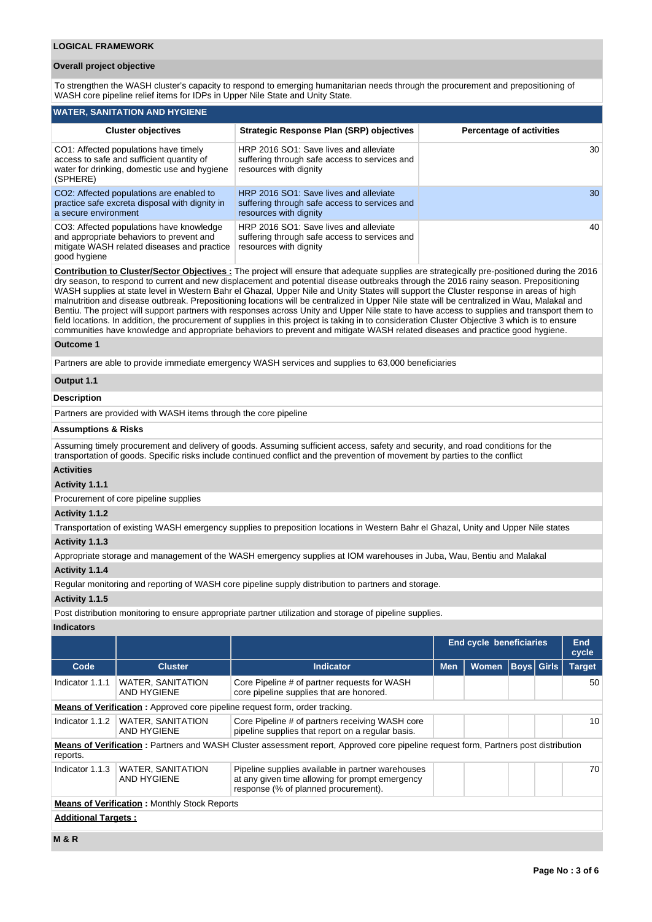## LOGICAL FRAMEWORK

### Overall project objective

To strengthen the WASH cluster's capacity to respond to emerging humanitarian needs through the procurement and prepositioning of WASH core pipeline relief items for IDPs in Upper Nile State and Unity State.

### WATER, SANITATION AND HYGIENE

| Cluster objectives | Strategic Response Plan (SRP) objectives | Percentage of activities |
|---|---|---|
| CO1: Affected populations have timely access to safe and sufficient quantity of water for drinking, domestic use and hygiene (SPHERE) | HRP 2016 SO1: Save lives and alleviate suffering through safe access to services and resources with dignity | 30 |
| CO2: Affected populations are enabled to practice safe excreta disposal with dignity in a secure environment | HRP 2016 SO1: Save lives and alleviate suffering through safe access to services and resources with dignity | 30 |
| CO3: Affected populations have knowledge and appropriate behaviors to prevent and mitigate WASH related diseases and practice good hygiene | HRP 2016 SO1: Save lives and alleviate suffering through safe access to services and resources with dignity | 40 |

**Contribution to Cluster/Sector Objectives :** The project will ensure that adequate supplies are strategically pre-positioned during the 2016 dry season, to respond to current and new displacement and potential disease outbreaks through the 2016 rainy season. Prepositioning WASH supplies at state level in Western Bahr el Ghazal, Upper Nile and Unity States will support the Cluster response in areas of high malnutrition and disease outbreak. Prepositioning locations will be centralized in Upper Nile state will be centralized in Wau, Malakal and Bentiu. The project will support partners with responses across Unity and Upper Nile state to have access to supplies and transport them to field locations. In addition, the procurement of supplies in this project is taking in to consideration Cluster Objective 3 which is to ensure communities have knowledge and appropriate behaviors to prevent and mitigate WASH related diseases and practice good hygiene.

### Outcome 1

Partners are able to provide immediate emergency WASH services and supplies to 63,000 beneficiaries

### Output 1.1

**Description**

Partners are provided with WASH items through the core pipeline

**Assumptions & Risks**

Assuming timely procurement and delivery of goods. Assuming sufficient access, safety and security, and road conditions for the transportation of goods. Specific risks include continued conflict and the prevention of movement by parties to the conflict

**Activities**

**Activity 1.1.1**

Procurement of core pipeline supplies

**Activity 1.1.2**

Transportation of existing WASH emergency supplies to preposition locations in Western Bahr el Ghazal, Unity and Upper Nile states

**Activity 1.1.3**

Appropriate storage and management of the WASH emergency supplies at IOM warehouses in Juba, Wau, Bentiu and Malakal

**Activity 1.1.4**

Regular monitoring and reporting of WASH core pipeline supply distribution to partners and storage.

**Activity 1.1.5**

Post distribution monitoring to ensure appropriate partner utilization and storage of pipeline supplies.

**Indicators**

| | | | End cycle beneficiaries | | | | End cycle |
|---|---|---|---|---|---|---|---|
| Code | Cluster | Indicator | Men | Women | Boys | Girls | Target |
| Indicator 1.1.1 | WATER, SANITATION AND HYGIENE | Core Pipeline # of partner requests for WASH core pipeline supplies that are honored. | | | | | 50 |
| **Means of Verification** : Approved core pipeline request form, order tracking. | | | | | | | |
| Indicator 1.1.2 | WATER, SANITATION AND HYGIENE | Core Pipeline # of partners receiving WASH core pipeline supplies that report on a regular basis. | | | | | 10 |
| **Means of Verification** : Partners and WASH Cluster assessment report, Approved core pipeline request form, Partners post distribution reports. | | | | | | | |
| Indicator 1.1.3 | WATER, SANITATION AND HYGIENE | Pipeline supplies available in partner warehouses at any given time allowing for prompt emergency response (% of planned procurement). | | | | | 70 |
| **Means of Verification** : Monthly Stock Reports | | | | | | | |

**Additional Targets :**

### M & R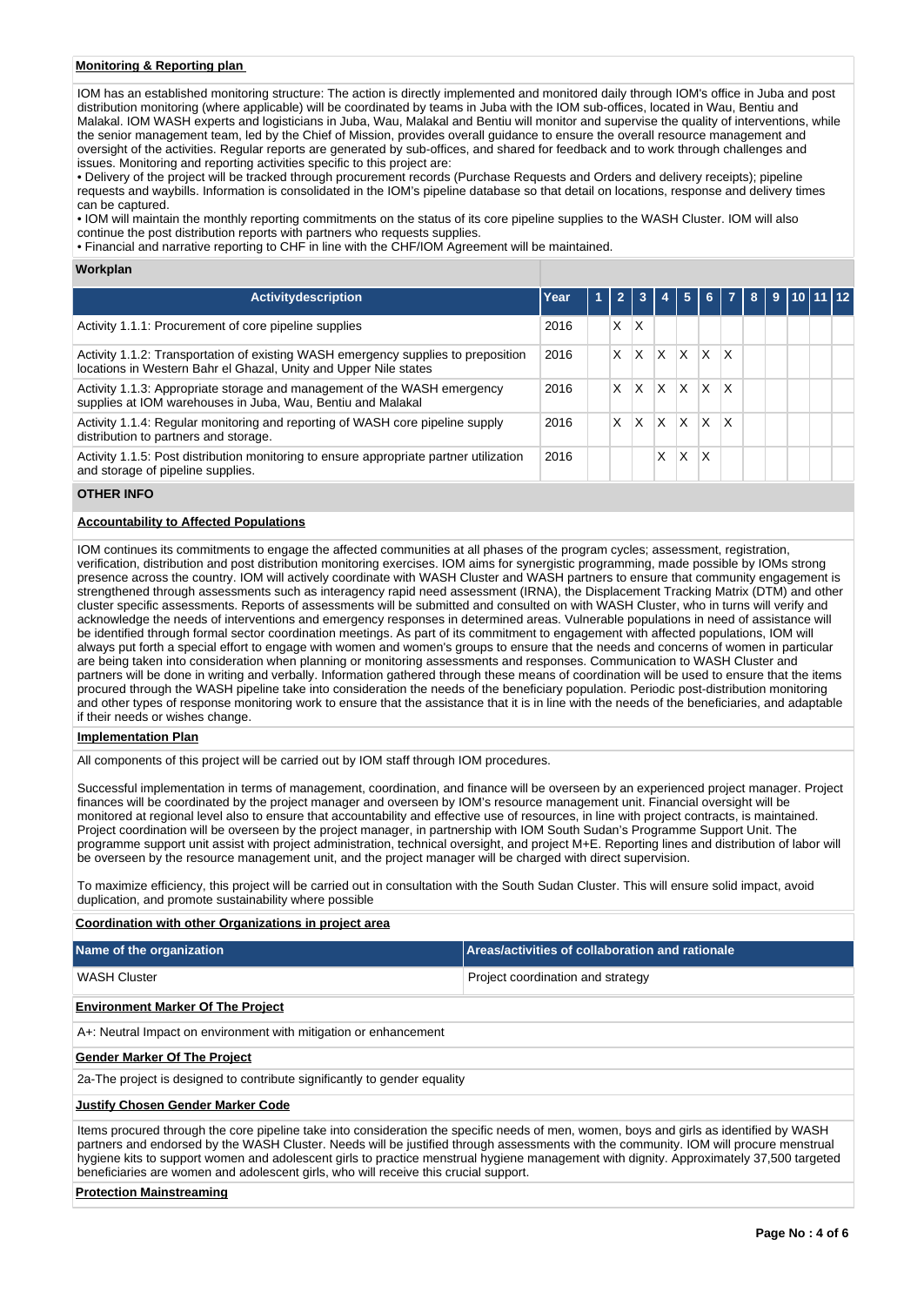**Monitoring & Reporting plan**

IOM has an established monitoring structure: The action is directly implemented and monitored daily through IOM's office in Juba and post distribution monitoring (where applicable) will be coordinated by teams in Juba with the IOM sub-offices, located in Wau, Bentiu and Malakal. IOM WASH experts and logisticians in Juba, Wau, Malakal and Bentiu will monitor and supervise the quality of interventions, while the senior management team, led by the Chief of Mission, provides overall guidance to ensure the overall resource management and oversight of the activities. Regular reports are generated by sub-offices, and shared for feedback and to work through challenges and issues. Monitoring and reporting activities specific to this project are:

• Delivery of the project will be tracked through procurement records (Purchase Requests and Orders and delivery receipts); pipeline requests and waybills. Information is consolidated in the IOM's pipeline database so that detail on locations, response and delivery times can be captured.

• IOM will maintain the monthly reporting commitments on the status of its core pipeline supplies to the WASH Cluster. IOM will also continue the post distribution reports with partners who requests supplies.

• Financial and narrative reporting to CHF in line with the CHF/IOM Agreement will be maintained.

**Workplan**

| Activitydescription | Year | 1 | 2 | 3 | 4 | 5 | 6 | 7 | 8 | 9 | 10 | 11 | 12 |
|---|---|---|---|---|---|---|---|---|---|---|---|---|---|
| Activity 1.1.1: Procurement of core pipeline supplies | 2016 | | X | X | | | | | | | | | |
| Activity 1.1.2: Transportation of existing WASH emergency supplies to preposition locations in Western Bahr el Ghazal, Unity and Upper Nile states | 2016 | | X | X | X | X | X | X | | | | | |
| Activity 1.1.3: Appropriate storage and management of the WASH emergency supplies at IOM warehouses in Juba, Wau, Bentiu and Malakal | 2016 | | X | X | X | X | X | X | | | | | |
| Activity 1.1.4: Regular monitoring and reporting of WASH core pipeline supply distribution to partners and storage. | 2016 | | X | X | X | X | X | X | | | | | |
| Activity 1.1.5: Post distribution monitoring to ensure appropriate partner utilization and storage of pipeline supplies. | 2016 | | | | X | X | X | | | | | | |

**OTHER INFO**

**Accountability to Affected Populations**

IOM continues its commitments to engage the affected communities at all phases of the program cycles; assessment, registration, verification, distribution and post distribution monitoring exercises. IOM aims for synergistic programming, made possible by IOMs strong presence across the country. IOM will actively coordinate with WASH Cluster and WASH partners to ensure that community engagement is strengthened through assessments such as interagency rapid need assessment (IRNA), the Displacement Tracking Matrix (DTM) and other cluster specific assessments. Reports of assessments will be submitted and consulted on with WASH Cluster, who in turns will verify and acknowledge the needs of interventions and emergency responses in determined areas. Vulnerable populations in need of assistance will be identified through formal sector coordination meetings. As part of its commitment to engagement with affected populations, IOM will always put forth a special effort to engage with women and women's groups to ensure that the needs and concerns of women in particular are being taken into consideration when planning or monitoring assessments and responses. Communication to WASH Cluster and partners will be done in writing and verbally. Information gathered through these means of coordination will be used to ensure that the items procured through the WASH pipeline take into consideration the needs of the beneficiary population. Periodic post-distribution monitoring and other types of response monitoring work to ensure that the assistance that it is in line with the needs of the beneficiaries, and adaptable if their needs or wishes change.

**Implementation Plan**

All components of this project will be carried out by IOM staff through IOM procedures.

Successful implementation in terms of management, coordination, and finance will be overseen by an experienced project manager. Project finances will be coordinated by the project manager and overseen by IOM's resource management unit. Financial oversight will be monitored at regional level also to ensure that accountability and effective use of resources, in line with project contracts, is maintained. Project coordination will be overseen by the project manager, in partnership with IOM South Sudan's Programme Support Unit. The programme support unit assist with project administration, technical oversight, and project M+E. Reporting lines and distribution of labor will be overseen by the resource management unit, and the project manager will be charged with direct supervision.

To maximize efficiency, this project will be carried out in consultation with the South Sudan Cluster. This will ensure solid impact, avoid duplication, and promote sustainability where possible

**Coordination with other Organizations in project area**

| Name of the organization | Areas/activities of collaboration and rationale |
|---|---|
| WASH Cluster | Project coordination and strategy |

**Environment Marker Of The Project**

A+: Neutral Impact on environment with mitigation or enhancement

**Gender Marker Of The Project**

2a-The project is designed to contribute significantly to gender equality

**Justify Chosen Gender Marker Code**

Items procured through the core pipeline take into consideration the specific needs of men, women, boys and girls as identified by WASH partners and endorsed by the WASH Cluster. Needs will be justified through assessments with the community. IOM will procure menstrual hygiene kits to support women and adolescent girls to practice menstrual hygiene management with dignity. Approximately 37,500 targeted beneficiaries are women and adolescent girls, who will receive this crucial support.

**Protection Mainstreaming**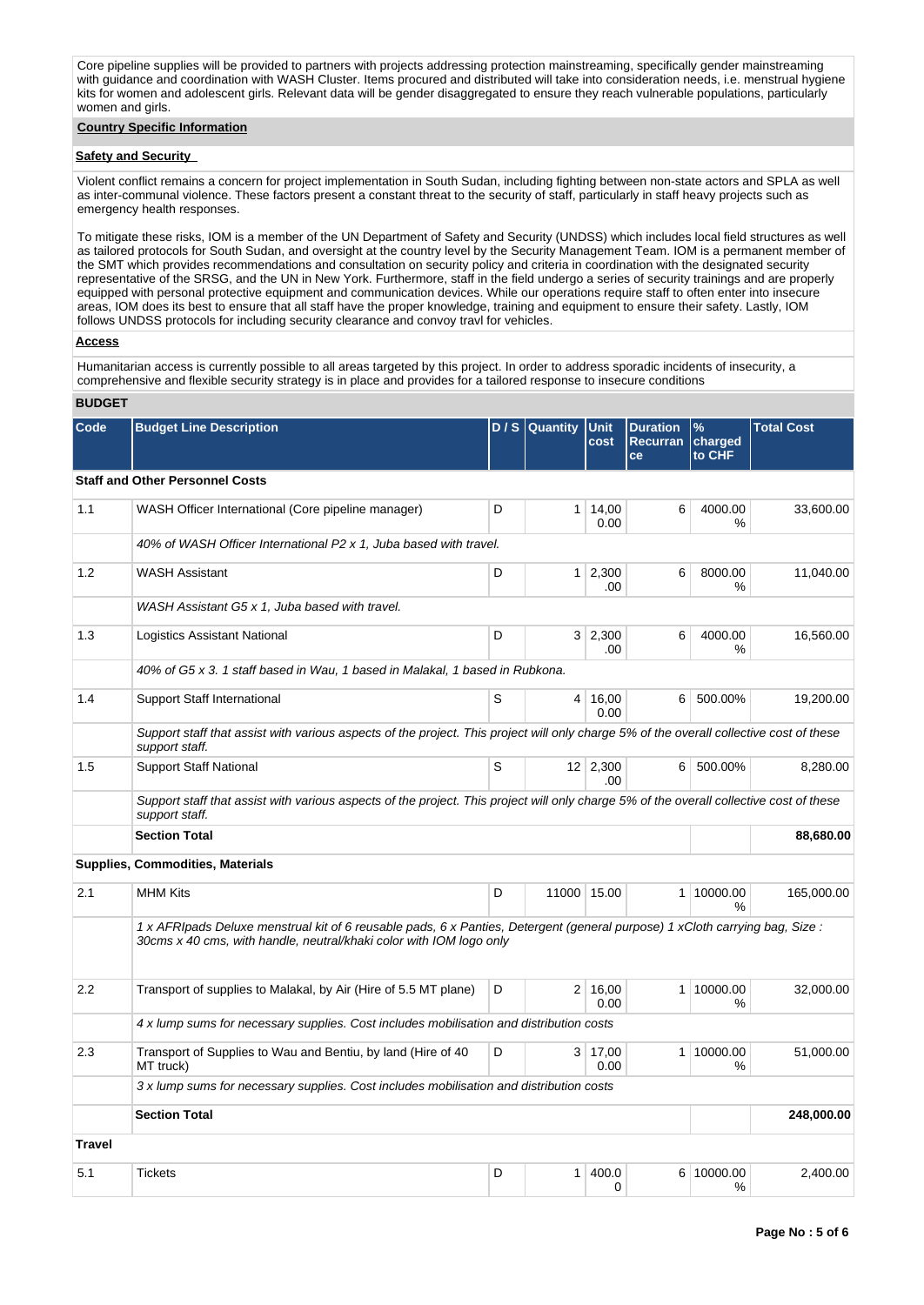Core pipeline supplies will be provided to partners with projects addressing protection mainstreaming, specifically gender mainstreaming with guidance and coordination with WASH Cluster. Items procured and distributed will take into consideration needs, i.e. menstrual hygiene kits for women and adolescent girls. Relevant data will be gender disaggregated to ensure they reach vulnerable populations, particularly women and girls.

**Country Specific Information**

**Safety and Security**

Violent conflict remains a concern for project implementation in South Sudan, including fighting between non-state actors and SPLA as well as inter-communal violence. These factors present a constant threat to the security of staff, particularly in staff heavy projects such as emergency health responses.

To mitigate these risks, IOM is a member of the UN Department of Safety and Security (UNDSS) which includes local field structures as well as tailored protocols for South Sudan, and oversight at the country level by the Security Management Team. IOM is a permanent member of the SMT which provides recommendations and consultation on security policy and criteria in coordination with the designated security representative of the SRSG, and the UN in New York. Furthermore, staff in the field undergo a series of security trainings and are properly equipped with personal protective equipment and communication devices. While our operations require staff to often enter into insecure areas, IOM does its best to ensure that all staff have the proper knowledge, training and equipment to ensure their safety. Lastly, IOM follows UNDSS protocols for including security clearance and convoy travl for vehicles.

**Access**

Humanitarian access is currently possible to all areas targeted by this project. In order to address sporadic incidents of insecurity, a comprehensive and flexible security strategy is in place and provides for a tailored response to insecure conditions

**BUDGET**

| Code | Budget Line Description | D / S | Quantity | Unit cost | Duration Recurrance | % charged to CHF | Total Cost |
|---|---|---|---|---|---|---|---|
| **Staff and Other Personnel Costs** | | | | | | | |
| 1.1 | WASH Officer International (Core pipeline manager) | D | 1 | 14,000.00 | 6 | 4000.00 % | 33,600.00 |
| | *40% of WASH Officer International P2 x 1, Juba based with travel.* | | | | | | |
| 1.2 | WASH Assistant | D | 1 | 2,300.00 | 6 | 8000.00 % | 11,040.00 |
| | *WASH Assistant G5 x 1, Juba based with travel.* | | | | | | |
| 1.3 | Logistics Assistant National | D | 3 | 2,300.00 | 6 | 4000.00 % | 16,560.00 |
| | *40% of G5 x 3. 1 staff based in Wau, 1 based in Malakal, 1 based in Rubkona.* | | | | | | |
| 1.4 | Support Staff International | S | 4 | 16,000.00 | 6 | 500.00% | 19,200.00 |
| | *Support staff that assist with various aspects of the project. This project will only charge 5% of the overall collective cost of these support staff.* | | | | | | |
| 1.5 | Support Staff National | S | 12 | 2,300.00 | 6 | 500.00% | 8,280.00 |
| | *Support staff that assist with various aspects of the project. This project will only charge 5% of the overall collective cost of these support staff.* | | | | | | |
| | **Section Total** | | | | | | **88,680.00** |
| **Supplies, Commodities, Materials** | | | | | | | |
| 2.1 | MHM Kits | D | 11000 | 15.00 | 1 | 10000.00 % | 165,000.00 |
| | *1 x AFRIpads Deluxe menstrual kit of 6 reusable pads, 6 x Panties, Detergent (general purpose) 1 xCloth carrying bag, Size : 30cms x 40 cms, with handle, neutral/khaki color with IOM logo only* | | | | | | |
| 2.2 | Transport of supplies to Malakal, by Air (Hire of 5.5 MT plane) | D | 2 | 16,000.00 | 1 | 10000.00 % | 32,000.00 |
| | *4 x lump sums for necessary supplies. Cost includes mobilisation and distribution costs* | | | | | | |
| 2.3 | Transport of Supplies to Wau and Bentiu, by land (Hire of 40 MT truck) | D | 3 | 17,000.00 | 1 | 10000.00 % | 51,000.00 |
| | *3 x lump sums for necessary supplies. Cost includes mobilisation and distribution costs* | | | | | | |
| | **Section Total** | | | | | | **248,000.00** |
| **Travel** | | | | | | | |
| 5.1 | Tickets | D | 1 | 400.00 | 6 | 10000.00 % | 2,400.00 |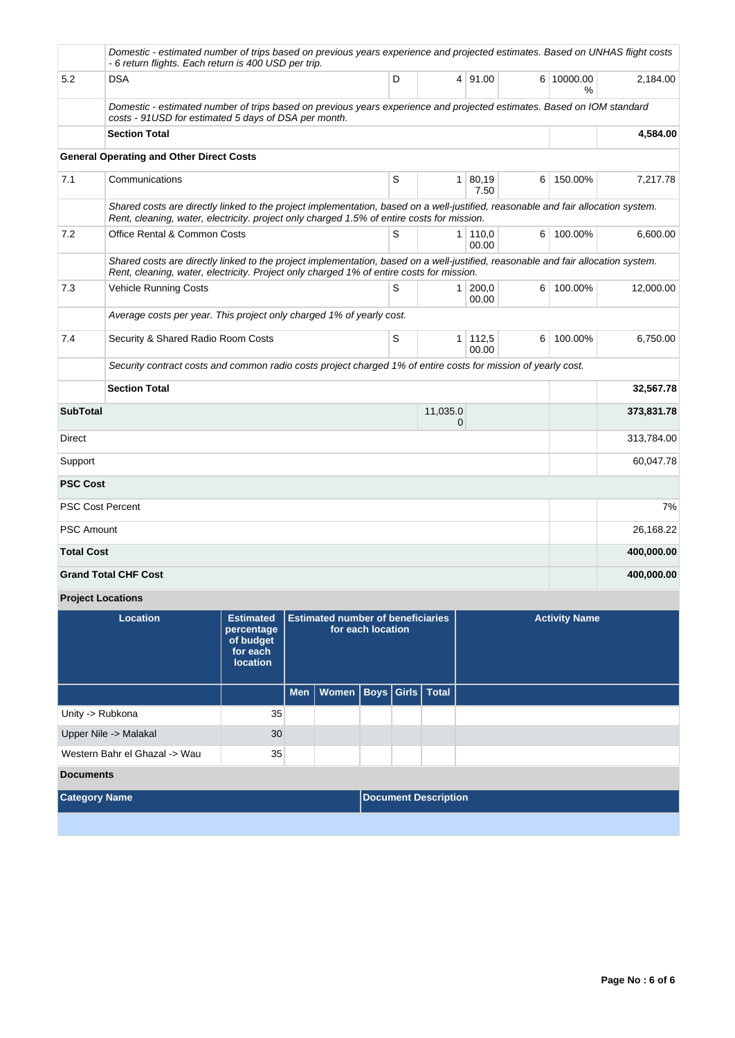| | | | | | | | |
|---|---|---|---|---|---|---|---|
| | *Domestic - estimated number of trips based on previous years experience and projected estimates. Based on UNHAS flight costs - 6 return flights. Each return is 400 USD per trip.* | | | | | | |
| 5.2 | DSA | D | 4 | 91.00 | 6 | 10000.00 % | 2,184.00 |
| | *Domestic - estimated number of trips based on previous years experience and projected estimates. Based on IOM standard costs - 91USD for estimated 5 days of DSA per month.* | | | | | | |
| | **Section Total** | | | | | | **4,584.00** |
| **General Operating and Other Direct Costs** | | | | | | | |
| 7.1 | Communications | S | 1 | 80,197.50 | 6 | 150.00% | 7,217.78 |
| | *Shared costs are directly linked to the project implementation, based on a well-justified, reasonable and fair allocation system. Rent, cleaning, water, electricity. project only charged 1.5% of entire costs for mission.* | | | | | | |
| 7.2 | Office Rental & Common Costs | S | 1 | 110,000.00 | 6 | 100.00% | 6,600.00 |
| | *Shared costs are directly linked to the project implementation, based on a well-justified, reasonable and fair allocation system. Rent, cleaning, water, electricity. Project only charged 1% of entire costs for mission.* | | | | | | |
| 7.3 | Vehicle Running Costs | S | 1 | 200,000.00 | 6 | 100.00% | 12,000.00 |
| | *Average costs per year. This project only charged 1% of yearly cost.* | | | | | | |
| 7.4 | Security & Shared Radio Room Costs | S | 1 | 112,500.00 | 6 | 100.00% | 6,750.00 |
| | *Security contract costs and common radio costs project charged 1% of entire costs for mission of yearly cost.* | | | | | | |
| | **Section Total** | | | | | | **32,567.78** |
| **SubTotal** | | | 11,035.00 | | | | **373,831.78** |
| Direct | | | | | | | 313,784.00 |
| Support | | | | | | | 60,047.78 |
| **PSC Cost** | | | | | | | |
| PSC Cost Percent | | | | | | | 7% |
| PSC Amount | | | | | | | 26,168.22 |
| **Total Cost** | | | | | | | **400,000.00** |
| **Grand Total CHF Cost** | | | | | | | **400,000.00** |

**Project Locations**

| Location | Estimated percentage of budget for each location | Estimated number of beneficiaries for each location | | | | | Activity Name |
|---|---|---|---|---|---|---|---|
| | | Men | Women | Boys | Girls | Total | |
| Unity -> Rubkona | 35 | | | | | | |
| Upper Nile -> Malakal | 30 | | | | | | |
| Western Bahr el Ghazal -> Wau | 35 | | | | | | |

**Documents**

| Category Name | Document Description |
|---|---|
| | |